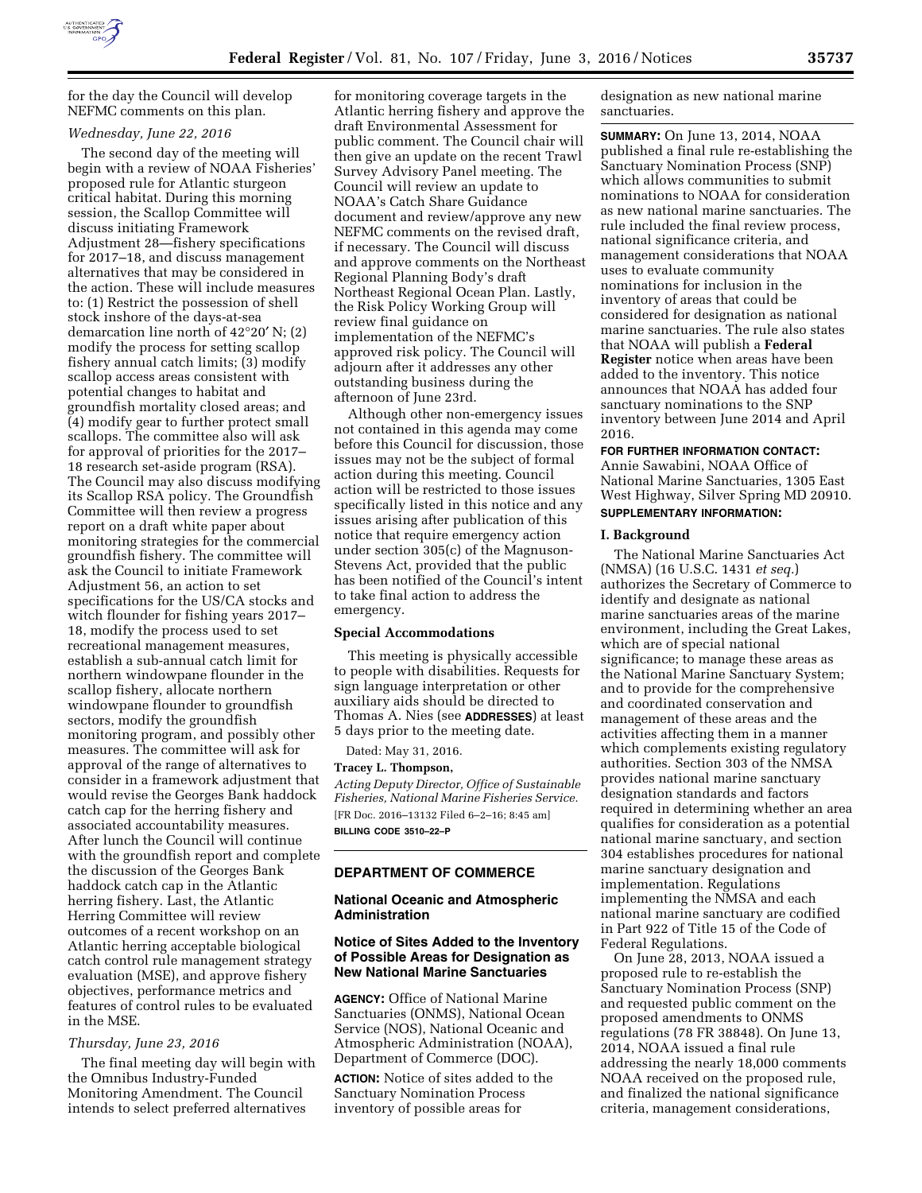for the day the Council will develop NEFMC comments on this plan.

*Wednesday, June 22, 2016*

The second day of the meeting will begin with a review of NOAA Fisheries' proposed rule for Atlantic sturgeon critical habitat. During this morning session, the Scallop Committee will discuss initiating Framework Adjustment 28—fishery specifications for 2017–18, and discuss management alternatives that may be considered in the action. These will include measures to: (1) Restrict the possession of shell stock inshore of the days-at-sea demarcation line north of 42°20′ N; (2) modify the process for setting scallop fishery annual catch limits; (3) modify scallop access areas consistent with potential changes to habitat and groundfish mortality closed areas; and (4) modify gear to further protect small scallops. The committee also will ask for approval of priorities for the 2017–18 research set-aside program (RSA). The Council may also discuss modifying its Scallop RSA policy. The Groundfish Committee will then review a progress report on a draft white paper about monitoring strategies for the commercial groundfish fishery. The committee will ask the Council to initiate Framework Adjustment 56, an action to set specifications for the US/CA stocks and witch flounder for fishing years 2017–18, modify the process used to set recreational management measures, establish a sub-annual catch limit for northern windowpane flounder in the scallop fishery, allocate northern windowpane flounder to groundfish sectors, modify the groundfish monitoring program, and possibly other measures. The committee will ask for approval of the range of alternatives to consider in a framework adjustment that would revise the Georges Bank haddock catch cap for the herring fishery and associated accountability measures. After lunch the Council will continue with the groundfish report and complete the discussion of the Georges Bank haddock catch cap in the Atlantic herring fishery. Last, the Atlantic Herring Committee will review outcomes of a recent workshop on an Atlantic herring acceptable biological catch control rule management strategy evaluation (MSE), and approve fishery objectives, performance metrics and features of control rules to be evaluated in the MSE.

*Thursday, June 23, 2016*

The final meeting day will begin with the Omnibus Industry-Funded Monitoring Amendment. The Council intends to select preferred alternatives for monitoring coverage targets in the Atlantic herring fishery and approve the draft Environmental Assessment for public comment. The Council chair will then give an update on the recent Trawl Survey Advisory Panel meeting. The Council will review an update to NOAA's Catch Share Guidance document and review/approve any new NEFMC comments on the revised draft, if necessary. The Council will discuss and approve comments on the Northeast Regional Planning Body's draft Northeast Regional Ocean Plan. Lastly, the Risk Policy Working Group will review final guidance on implementation of the NEFMC's approved risk policy. The Council will adjourn after it addresses any other outstanding business during the afternoon of June 23rd.

Although other non-emergency issues not contained in this agenda may come before this Council for discussion, those issues may not be the subject of formal action during this meeting. Council action will be restricted to those issues specifically listed in this notice and any issues arising after publication of this notice that require emergency action under section 305(c) of the Magnuson-Stevens Act, provided that the public has been notified of the Council's intent to take final action to address the emergency.

**Special Accommodations**

This meeting is physically accessible to people with disabilities. Requests for sign language interpretation or other auxiliary aids should be directed to Thomas A. Nies (see **ADDRESSES**) at least 5 days prior to the meeting date.

Dated: May 31, 2016.

**Tracey L. Thompson,**

*Acting Deputy Director, Office of Sustainable Fisheries, National Marine Fisheries Service.*

[FR Doc. 2016–13132 Filed 6–2–16; 8:45 am]

**BILLING CODE 3510–22–P**

---

**DEPARTMENT OF COMMERCE**

**National Oceanic and Atmospheric Administration**

**Notice of Sites Added to the Inventory of Possible Areas for Designation as New National Marine Sanctuaries**

**AGENCY:** Office of National Marine Sanctuaries (ONMS), National Ocean Service (NOS), National Oceanic and Atmospheric Administration (NOAA), Department of Commerce (DOC).

**ACTION:** Notice of sites added to the Sanctuary Nomination Process inventory of possible areas for designation as new national marine sanctuaries.

**SUMMARY:** On June 13, 2014, NOAA published a final rule re-establishing the Sanctuary Nomination Process (SNP) which allows communities to submit nominations to NOAA for consideration as new national marine sanctuaries. The rule included the final review process, national significance criteria, and management considerations that NOAA uses to evaluate community nominations for inclusion in the inventory of areas that could be considered for designation as national marine sanctuaries. The rule also states that NOAA will publish a **Federal Register** notice when areas have been added to the inventory. This notice announces that NOAA has added four sanctuary nominations to the SNP inventory between June 2014 and April 2016.

**FOR FURTHER INFORMATION CONTACT:** Annie Sawabini, NOAA Office of National Marine Sanctuaries, 1305 East West Highway, Silver Spring MD 20910.

**SUPPLEMENTARY INFORMATION:**

**I. Background**

The National Marine Sanctuaries Act (NMSA) (16 U.S.C. 1431 *et seq.*) authorizes the Secretary of Commerce to identify and designate as national marine sanctuaries areas of the marine environment, including the Great Lakes, which are of special national significance; to manage these areas as the National Marine Sanctuary System; and to provide for the comprehensive and coordinated conservation and management of these areas and the activities affecting them in a manner which complements existing regulatory authorities. Section 303 of the NMSA provides national marine sanctuary designation standards and factors required in determining whether an area qualifies for consideration as a potential national marine sanctuary, and section 304 establishes procedures for national marine sanctuary designation and implementation. Regulations implementing the NMSA and each national marine sanctuary are codified in Part 922 of Title 15 of the Code of Federal Regulations.

On June 28, 2013, NOAA issued a proposed rule to re-establish the Sanctuary Nomination Process (SNP) and requested public comment on the proposed amendments to ONMS regulations (78 FR 38848). On June 13, 2014, NOAA issued a final rule addressing the nearly 18,000 comments NOAA received on the proposed rule, and finalized the national significance criteria, management considerations,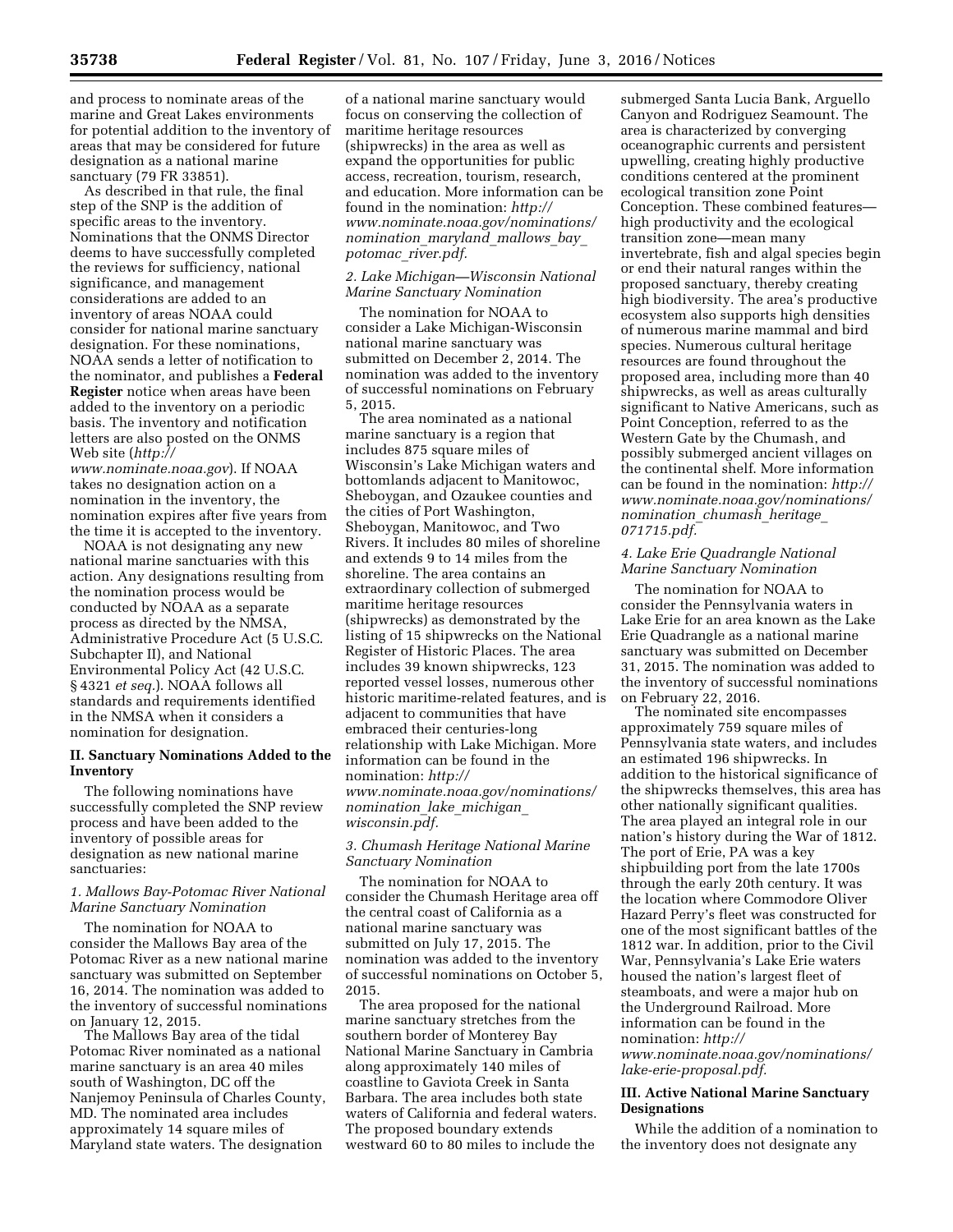and process to nominate areas of the marine and Great Lakes environments for potential addition to the inventory of areas that may be considered for future designation as a national marine sanctuary (79 FR 33851).

As described in that rule, the final step of the SNP is the addition of specific areas to the inventory. Nominations that the ONMS Director deems to have successfully completed the reviews for sufficiency, national significance, and management considerations are added to an inventory of areas NOAA could consider for national marine sanctuary designation. For these nominations, NOAA sends a letter of notification to the nominator, and publishes a **Federal Register** notice when areas have been added to the inventory on a periodic basis. The inventory and notification letters are also posted on the ONMS Web site (*http://www.nominate.noaa.gov*). If NOAA takes no designation action on a nomination in the inventory, the nomination expires after five years from the time it is accepted to the inventory.

NOAA is not designating any new national marine sanctuaries with this action. Any designations resulting from the nomination process would be conducted by NOAA as a separate process as directed by the NMSA, Administrative Procedure Act (5 U.S.C. Subchapter II), and National Environmental Policy Act (42 U.S.C. § 4321 *et seq.*). NOAA follows all standards and requirements identified in the NMSA when it considers a nomination for designation.

## II. Sanctuary Nominations Added to the Inventory

The following nominations have successfully completed the SNP review process and have been added to the inventory of possible areas for designation as new national marine sanctuaries:

### *1. Mallows Bay-Potomac River National Marine Sanctuary Nomination*

The nomination for NOAA to consider the Mallows Bay area of the Potomac River as a new national marine sanctuary was submitted on September 16, 2014. The nomination was added to the inventory of successful nominations on January 12, 2015.

The Mallows Bay area of the tidal Potomac River nominated as a national marine sanctuary is an area 40 miles south of Washington, DC off the Nanjemoy Peninsula of Charles County, MD. The nominated area includes approximately 14 square miles of Maryland state waters. The designation of a national marine sanctuary would focus on conserving the collection of maritime heritage resources (shipwrecks) in the area as well as expand the opportunities for public access, recreation, tourism, research, and education. More information can be found in the nomination: *http://www.nominate.noaa.gov/nominations/nomination_maryland_mallows_bay_potomac_river.pdf.*

### *2. Lake Michigan—Wisconsin National Marine Sanctuary Nomination*

The nomination for NOAA to consider a Lake Michigan-Wisconsin national marine sanctuary was submitted on December 2, 2014. The nomination was added to the inventory of successful nominations on February 5, 2015.

The area nominated as a national marine sanctuary is a region that includes 875 square miles of Wisconsin's Lake Michigan waters and bottomlands adjacent to Manitowoc, Sheboygan, and Ozaukee counties and the cities of Port Washington, Sheboygan, Manitowoc, and Two Rivers. It includes 80 miles of shoreline and extends 9 to 14 miles from the shoreline. The area contains an extraordinary collection of submerged maritime heritage resources (shipwrecks) as demonstrated by the listing of 15 shipwrecks on the National Register of Historic Places. The area includes 39 known shipwrecks, 123 reported vessel losses, numerous other historic maritime-related features, and is adjacent to communities that have embraced their centuries-long relationship with Lake Michigan. More information can be found in the nomination: *http://www.nominate.noaa.gov/nominations/nomination_lake_michigan_wisconsin.pdf.*

### *3. Chumash Heritage National Marine Sanctuary Nomination*

The nomination for NOAA to consider the Chumash Heritage area off the central coast of California as a national marine sanctuary was submitted on July 17, 2015. The nomination was added to the inventory of successful nominations on October 5, 2015.

The area proposed for the national marine sanctuary stretches from the southern border of Monterey Bay National Marine Sanctuary in Cambria along approximately 140 miles of coastline to Gaviota Creek in Santa Barbara. The area includes both state waters of California and federal waters. The proposed boundary extends westward 60 to 80 miles to include the submerged Santa Lucia Bank, Arguello Canyon and Rodriguez Seamount. The area is characterized by converging oceanographic currents and persistent upwelling, creating highly productive conditions centered at the prominent ecological transition zone Point Conception. These combined features—high productivity and the ecological transition zone—mean many invertebrate, fish and algal species begin or end their natural ranges within the proposed sanctuary, thereby creating high biodiversity. The area's productive ecosystem also supports high densities of numerous marine mammal and bird species. Numerous cultural heritage resources are found throughout the proposed area, including more than 40 shipwrecks, as well as areas culturally significant to Native Americans, such as Point Conception, referred to as the Western Gate by the Chumash, and possibly submerged ancient villages on the continental shelf. More information can be found in the nomination: *http://www.nominate.noaa.gov/nominations/nomination_chumash_heritage_071715.pdf.*

### *4. Lake Erie Quadrangle National Marine Sanctuary Nomination*

The nomination for NOAA to consider the Pennsylvania waters in Lake Erie for an area known as the Lake Erie Quadrangle as a national marine sanctuary was submitted on December 31, 2015. The nomination was added to the inventory of successful nominations on February 22, 2016.

The nominated site encompasses approximately 759 square miles of Pennsylvania state waters, and includes an estimated 196 shipwrecks. In addition to the historical significance of the shipwrecks themselves, this area has other nationally significant qualities. The area played an integral role in our nation's history during the War of 1812. The port of Erie, PA was a key shipbuilding port from the late 1700s through the early 20th century. It was the location where Commodore Oliver Hazard Perry's fleet was constructed for one of the most significant battles of the 1812 war. In addition, prior to the Civil War, Pennsylvania's Lake Erie waters housed the nation's largest fleet of steamboats, and were a major hub on the Underground Railroad. More information can be found in the nomination: *http://www.nominate.noaa.gov/nominations/lake-erie-proposal.pdf.*

## III. Active National Marine Sanctuary Designations

While the addition of a nomination to the inventory does not designate any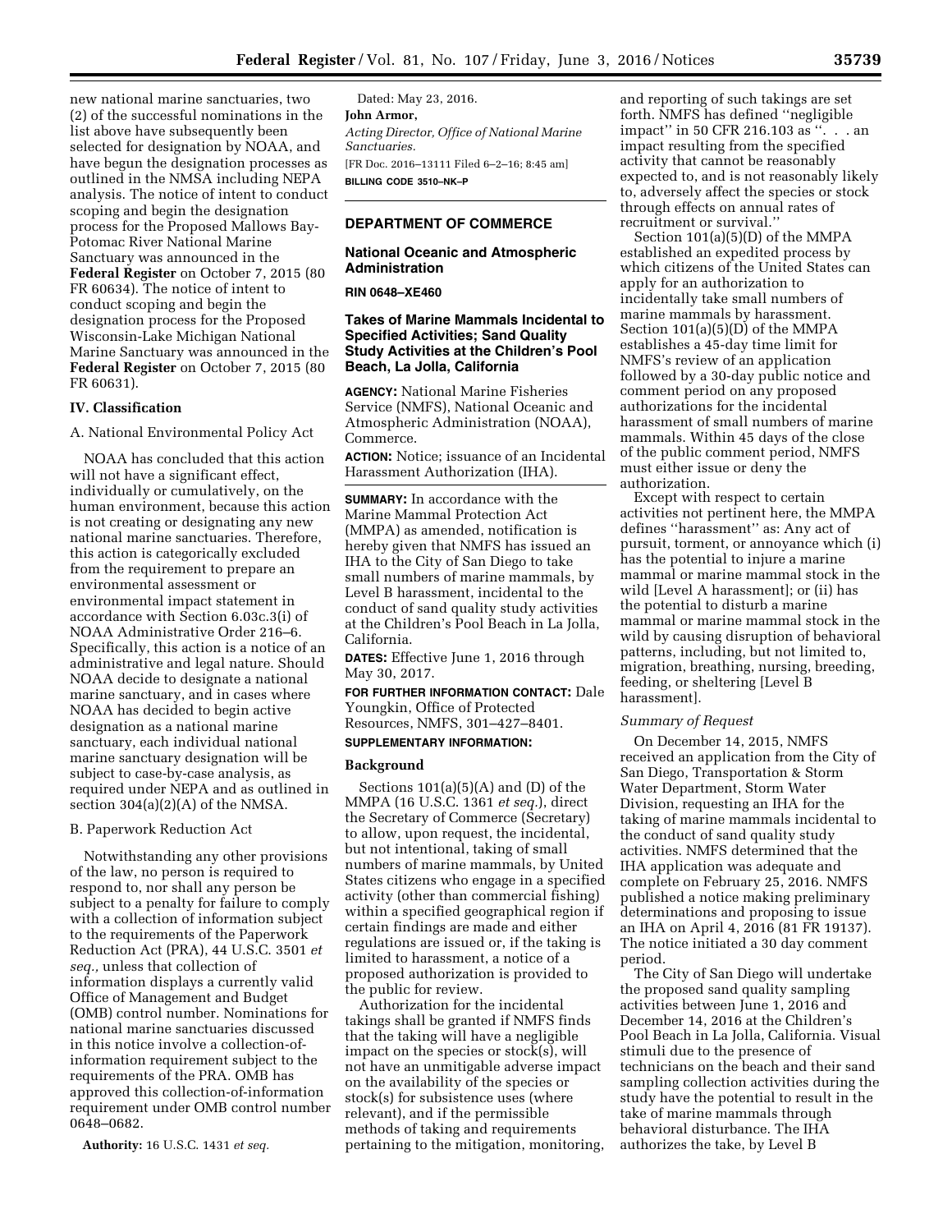new national marine sanctuaries, two (2) of the successful nominations in the list above have subsequently been selected for designation by NOAA, and have begun the designation processes as outlined in the NMSA including NEPA analysis. The notice of intent to conduct scoping and begin the designation process for the Proposed Mallows Bay-Potomac River National Marine Sanctuary was announced in the **Federal Register** on October 7, 2015 (80 FR 60634). The notice of intent to conduct scoping and begin the designation process for the Proposed Wisconsin-Lake Michigan National Marine Sanctuary was announced in the **Federal Register** on October 7, 2015 (80 FR 60631).

## IV. Classification

A. National Environmental Policy Act

NOAA has concluded that this action will not have a significant effect, individually or cumulatively, on the human environment, because this action is not creating or designating any new national marine sanctuaries. Therefore, this action is categorically excluded from the requirement to prepare an environmental assessment or environmental impact statement in accordance with Section 6.03c.3(i) of NOAA Administrative Order 216–6. Specifically, this action is a notice of an administrative and legal nature. Should NOAA decide to designate a national marine sanctuary, and in cases where NOAA has decided to begin active designation as a national marine sanctuary, each individual national marine sanctuary designation will be subject to case-by-case analysis, as required under NEPA and as outlined in section 304(a)(2)(A) of the NMSA.

B. Paperwork Reduction Act

Notwithstanding any other provisions of the law, no person is required to respond to, nor shall any person be subject to a penalty for failure to comply with a collection of information subject to the requirements of the Paperwork Reduction Act (PRA), 44 U.S.C. 3501 *et seq.,* unless that collection of information displays a currently valid Office of Management and Budget (OMB) control number. Nominations for national marine sanctuaries discussed in this notice involve a collection-of-information requirement subject to the requirements of the PRA. OMB has approved this collection-of-information requirement under OMB control number 0648–0682.

**Authority:** 16 U.S.C. 1431 *et seq.*

Dated: May 23, 2016.

**John Armor,**

*Acting Director, Office of National Marine Sanctuaries.*

[FR Doc. 2016–13111 Filed 6–2–16; 8:45 am]

**BILLING CODE 3510–NK–P**

---

## DEPARTMENT OF COMMERCE

### National Oceanic and Atmospheric Administration

**RIN 0648–XE460**

### Takes of Marine Mammals Incidental to Specified Activities; Sand Quality Study Activities at the Children's Pool Beach, La Jolla, California

**AGENCY:** National Marine Fisheries Service (NMFS), National Oceanic and Atmospheric Administration (NOAA), Commerce.

**ACTION:** Notice; issuance of an Incidental Harassment Authorization (IHA).

**SUMMARY:** In accordance with the Marine Mammal Protection Act (MMPA) as amended, notification is hereby given that NMFS has issued an IHA to the City of San Diego to take small numbers of marine mammals, by Level B harassment, incidental to the conduct of sand quality study activities at the Children's Pool Beach in La Jolla, California.

**DATES:** Effective June 1, 2016 through May 30, 2017.

**FOR FURTHER INFORMATION CONTACT:** Dale Youngkin, Office of Protected Resources, NMFS, 301–427–8401.

**SUPPLEMENTARY INFORMATION:**

#### Background

Sections 101(a)(5)(A) and (D) of the MMPA (16 U.S.C. 1361 *et seq.*), direct the Secretary of Commerce (Secretary) to allow, upon request, the incidental, but not intentional, taking of small numbers of marine mammals, by United States citizens who engage in a specified activity (other than commercial fishing) within a specified geographical region if certain findings are made and either regulations are issued or, if the taking is limited to harassment, a notice of a proposed authorization is provided to the public for review.

Authorization for the incidental takings shall be granted if NMFS finds that the taking will have a negligible impact on the species or stock(s), will not have an unmitigable adverse impact on the availability of the species or stock(s) for subsistence uses (where relevant), and if the permissible methods of taking and requirements pertaining to the mitigation, monitoring, and reporting of such takings are set forth. NMFS has defined ''negligible impact'' in 50 CFR 216.103 as ''. . . an impact resulting from the specified activity that cannot be reasonably expected to, and is not reasonably likely to, adversely affect the species or stock through effects on annual rates of recruitment or survival.''

Section 101(a)(5)(D) of the MMPA established an expedited process by which citizens of the United States can apply for an authorization to incidentally take small numbers of marine mammals by harassment. Section 101(a)(5)(D) of the MMPA establishes a 45-day time limit for NMFS's review of an application followed by a 30-day public notice and comment period on any proposed authorizations for the incidental harassment of small numbers of marine mammals. Within 45 days of the close of the public comment period, NMFS must either issue or deny the authorization.

Except with respect to certain activities not pertinent here, the MMPA defines ''harassment'' as: Any act of pursuit, torment, or annoyance which (i) has the potential to injure a marine mammal or marine mammal stock in the wild [Level A harassment]; or (ii) has the potential to disturb a marine mammal or marine mammal stock in the wild by causing disruption of behavioral patterns, including, but not limited to, migration, breathing, nursing, breeding, feeding, or sheltering [Level B harassment].

#### *Summary of Request*

On December 14, 2015, NMFS received an application from the City of San Diego, Transportation & Storm Water Department, Storm Water Division, requesting an IHA for the taking of marine mammals incidental to the conduct of sand quality study activities. NMFS determined that the IHA application was adequate and complete on February 25, 2016. NMFS published a notice making preliminary determinations and proposing to issue an IHA on April 4, 2016 (81 FR 19137). The notice initiated a 30 day comment period.

The City of San Diego will undertake the proposed sand quality sampling activities between June 1, 2016 and December 14, 2016 at the Children's Pool Beach in La Jolla, California. Visual stimuli due to the presence of technicians on the beach and their sand sampling collection activities during the study have the potential to result in the take of marine mammals through behavioral disturbance. The IHA authorizes the take, by Level B